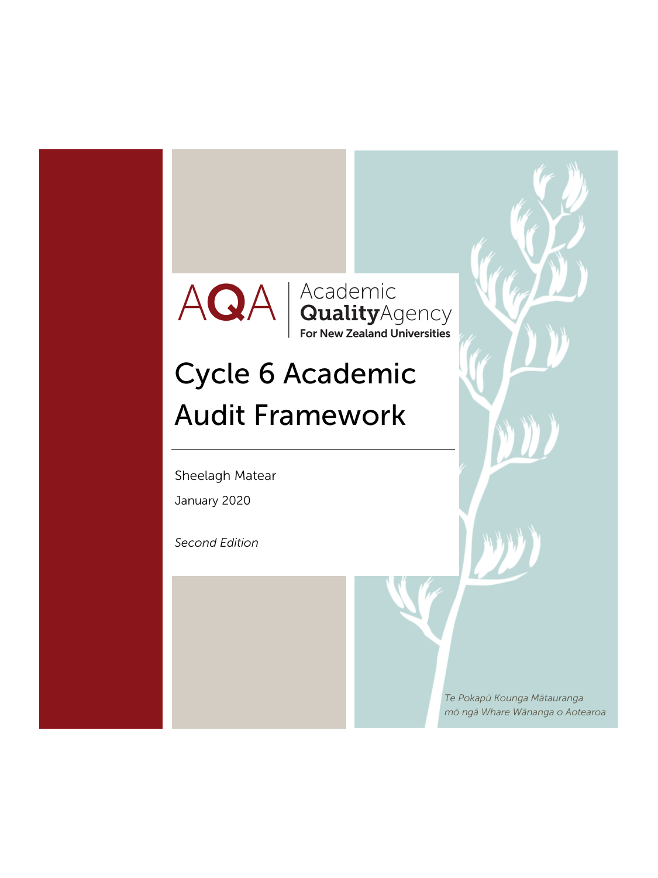AQA | Academic **Quality**Agency
**For New Zealand Universities**

# Cycle 6 Academic Audit Framework

Sheelagh Matear

January 2020

*Second Edition*

*Te Pokapū Kounga Mātauranga mō ngā Whare Wānanga o Aotearoa*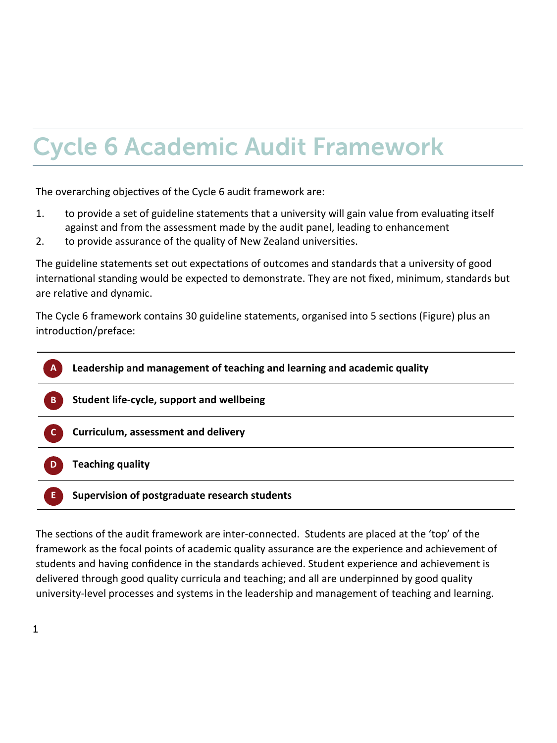# Cycle 6 Academic Audit Framework

The overarching objectives of the Cycle 6 audit framework are:

1. to provide a set of guideline statements that a university will gain value from evaluating itself against and from the assessment made by the audit panel, leading to enhancement
2. to provide assurance of the quality of New Zealand universities.

The guideline statements set out expectations of outcomes and standards that a university of good international standing would be expected to demonstrate. They are not fixed, minimum, standards but are relative and dynamic.

The Cycle 6 framework contains 30 guideline statements, organised into 5 sections (Figure) plus an introduction/preface:

| | |
|---|---|
| A | **Leadership and management of teaching and learning and academic quality** |
| B | **Student life-cycle, support and wellbeing** |
| C | **Curriculum, assessment and delivery** |
| D | **Teaching quality** |
| E | **Supervision of postgraduate research students** |

The sections of the audit framework are inter-connected. Students are placed at the 'top' of the framework as the focal points of academic quality assurance are the experience and achievement of students and having confidence in the standards achieved. Student experience and achievement is delivered through good quality curricula and teaching; and all are underpinned by good quality university-level processes and systems in the leadership and management of teaching and learning.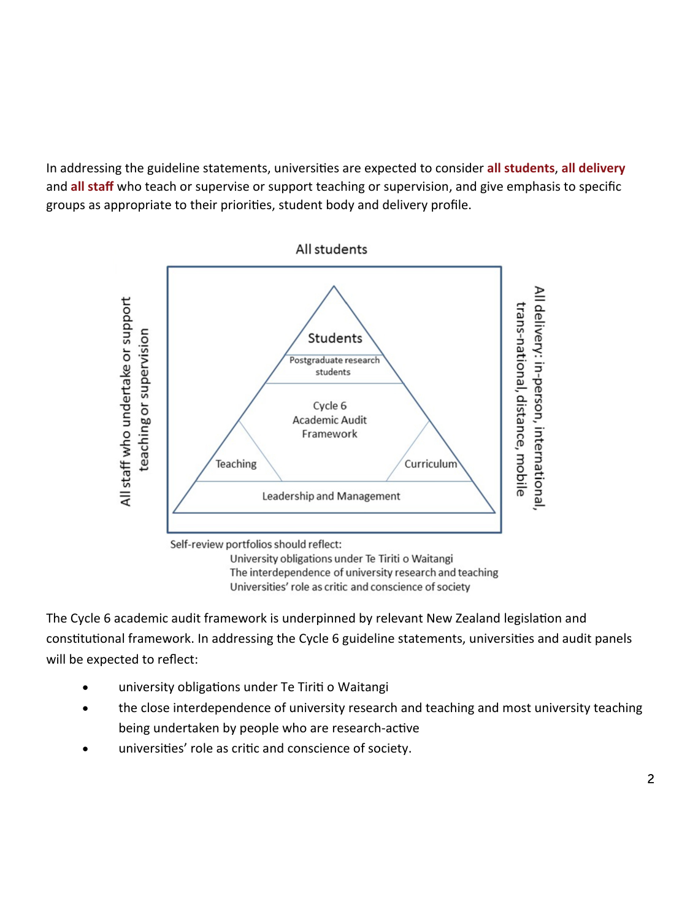In addressing the guideline statements, universities are expected to consider **all students**, **all delivery** and **all staff** who teach or supervise or support teaching or supervision, and give emphasis to specific groups as appropriate to their priorities, student body and delivery profile.

All students

All staff who undertake or support teaching or supervision

All delivery: in-person, international, trans-national, distance, mobile

Students

Postgraduate research students

Cycle 6 Academic Audit Framework

Teaching

Curriculum

Leadership and Management

Self-review portfolios should reflect:

University obligations under Te Tiriti o Waitangi
The interdependence of university research and teaching
Universities' role as critic and conscience of society

The Cycle 6 academic audit framework is underpinned by relevant New Zealand legislation and constitutional framework. In addressing the Cycle 6 guideline statements, universities and audit panels will be expected to reflect:

- university obligations under Te Tiriti o Waitangi
- the close interdependence of university research and teaching and most university teaching being undertaken by people who are research-active
- universities' role as critic and conscience of society.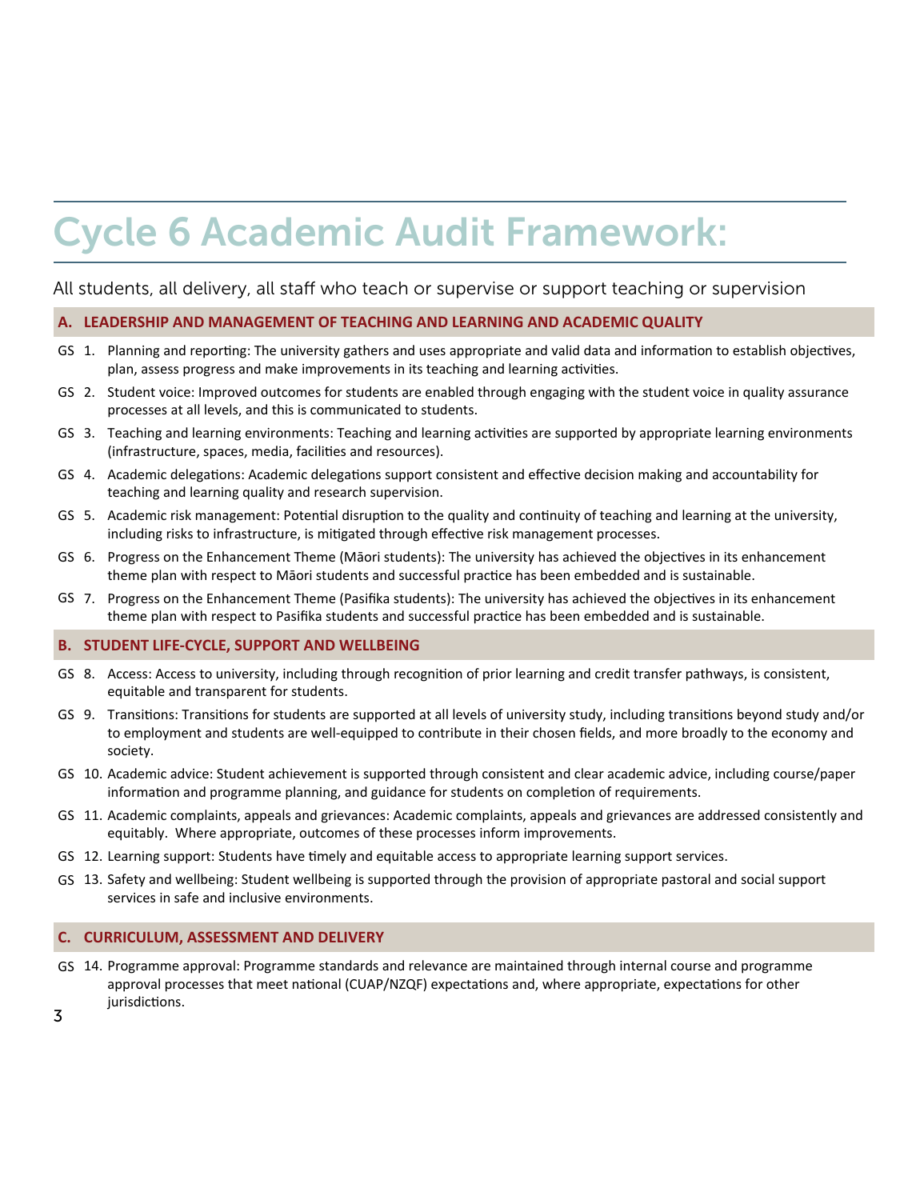# Cycle 6 Academic Audit Framework:

All students, all delivery, all staff who teach or supervise or support teaching or supervision

## A. LEADERSHIP AND MANAGEMENT OF TEACHING AND LEARNING AND ACADEMIC QUALITY

GS 1. Planning and reporting: The university gathers and uses appropriate and valid data and information to establish objectives, plan, assess progress and make improvements in its teaching and learning activities.

GS 2. Student voice: Improved outcomes for students are enabled through engaging with the student voice in quality assurance processes at all levels, and this is communicated to students.

GS 3. Teaching and learning environments: Teaching and learning activities are supported by appropriate learning environments (infrastructure, spaces, media, facilities and resources).

GS 4. Academic delegations: Academic delegations support consistent and effective decision making and accountability for teaching and learning quality and research supervision.

GS 5. Academic risk management: Potential disruption to the quality and continuity of teaching and learning at the university, including risks to infrastructure, is mitigated through effective risk management processes.

GS 6. Progress on the Enhancement Theme (Māori students): The university has achieved the objectives in its enhancement theme plan with respect to Māori students and successful practice has been embedded and is sustainable.

GS 7. Progress on the Enhancement Theme (Pasifika students): The university has achieved the objectives in its enhancement theme plan with respect to Pasifika students and successful practice has been embedded and is sustainable.

## B. STUDENT LIFE-CYCLE, SUPPORT AND WELLBEING

GS 8. Access: Access to university, including through recognition of prior learning and credit transfer pathways, is consistent, equitable and transparent for students.

GS 9. Transitions: Transitions for students are supported at all levels of university study, including transitions beyond study and/or to employment and students are well-equipped to contribute in their chosen fields, and more broadly to the economy and society.

GS 10. Academic advice: Student achievement is supported through consistent and clear academic advice, including course/paper information and programme planning, and guidance for students on completion of requirements.

GS 11. Academic complaints, appeals and grievances: Academic complaints, appeals and grievances are addressed consistently and equitably. Where appropriate, outcomes of these processes inform improvements.

GS 12. Learning support: Students have timely and equitable access to appropriate learning support services.

GS 13. Safety and wellbeing: Student wellbeing is supported through the provision of appropriate pastoral and social support services in safe and inclusive environments.

## C. CURRICULUM, ASSESSMENT AND DELIVERY

GS 14. Programme approval: Programme standards and relevance are maintained through internal course and programme approval processes that meet national (CUAP/NZQF) expectations and, where appropriate, expectations for other jurisdictions.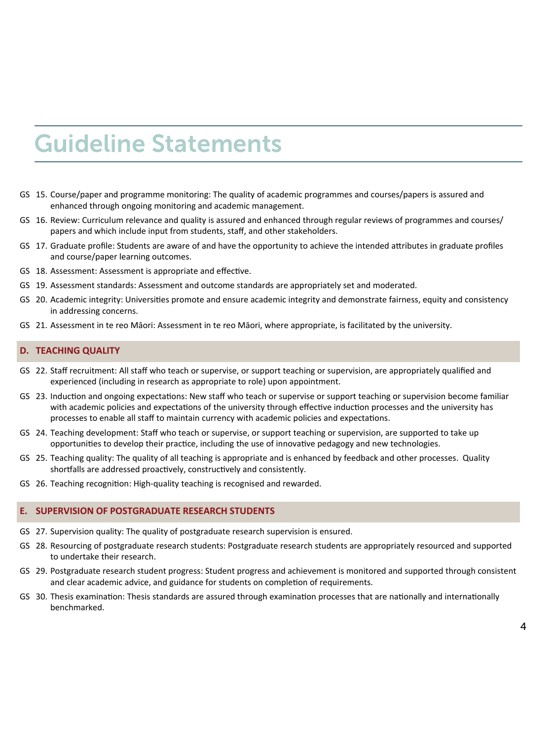# Guideline Statements

GS 15. Course/paper and programme monitoring: The quality of academic programmes and courses/papers is assured and enhanced through ongoing monitoring and academic management.

GS 16. Review: Curriculum relevance and quality is assured and enhanced through regular reviews of programmes and courses/papers and which include input from students, staff, and other stakeholders.

GS 17. Graduate profile: Students are aware of and have the opportunity to achieve the intended attributes in graduate profiles and course/paper learning outcomes.

GS 18. Assessment: Assessment is appropriate and effective.

GS 19. Assessment standards: Assessment and outcome standards are appropriately set and moderated.

GS 20. Academic integrity: Universities promote and ensure academic integrity and demonstrate fairness, equity and consistency in addressing concerns.

GS 21. Assessment in te reo Māori: Assessment in te reo Māori, where appropriate, is facilitated by the university.

## D. TEACHING QUALITY

GS 22. Staff recruitment: All staff who teach or supervise, or support teaching or supervision, are appropriately qualified and experienced (including in research as appropriate to role) upon appointment.

GS 23. Induction and ongoing expectations: New staff who teach or supervise or support teaching or supervision become familiar with academic policies and expectations of the university through effective induction processes and the university has processes to enable all staff to maintain currency with academic policies and expectations.

GS 24. Teaching development: Staff who teach or supervise, or support teaching or supervision, are supported to take up opportunities to develop their practice, including the use of innovative pedagogy and new technologies.

GS 25. Teaching quality: The quality of all teaching is appropriate and is enhanced by feedback and other processes. Quality shortfalls are addressed proactively, constructively and consistently.

GS 26. Teaching recognition: High-quality teaching is recognised and rewarded.

## E. SUPERVISION OF POSTGRADUATE RESEARCH STUDENTS

GS 27. Supervision quality: The quality of postgraduate research supervision is ensured.

GS 28. Resourcing of postgraduate research students: Postgraduate research students are appropriately resourced and supported to undertake their research.

GS 29. Postgraduate research student progress: Student progress and achievement is monitored and supported through consistent and clear academic advice, and guidance for students on completion of requirements.

GS 30. Thesis examination: Thesis standards are assured through examination processes that are nationally and internationally benchmarked.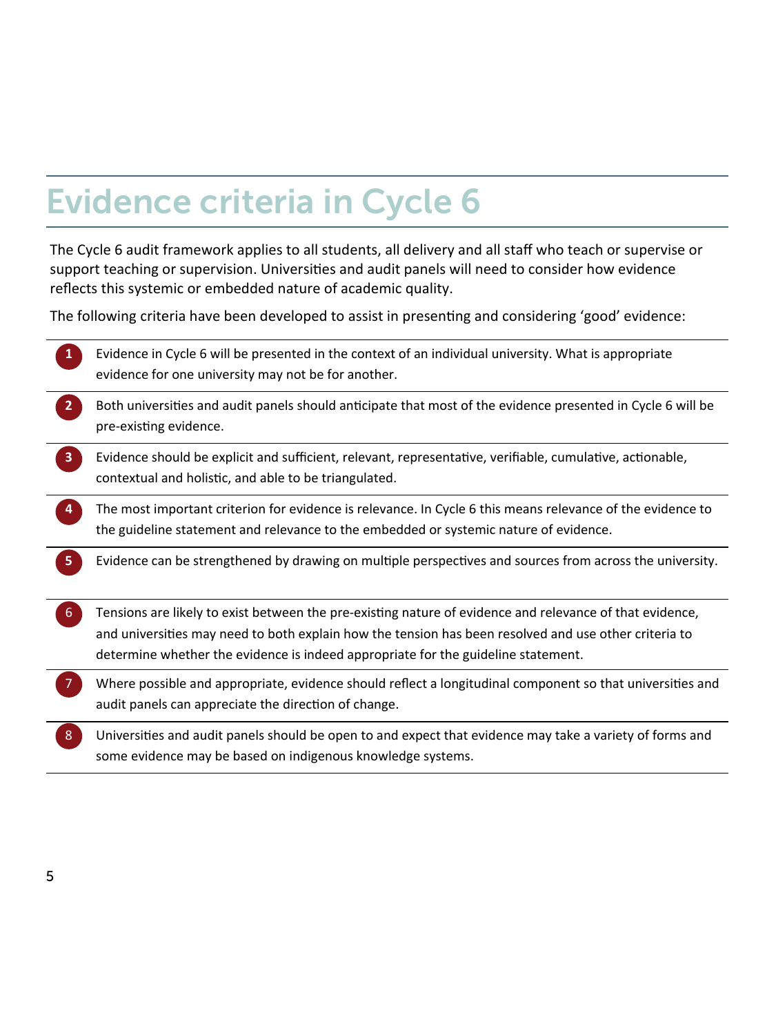# Evidence criteria in Cycle 6

The Cycle 6 audit framework applies to all students, all delivery and all staff who teach or supervise or support teaching or supervision. Universities and audit panels will need to consider how evidence reflects this systemic or embedded nature of academic quality.

The following criteria have been developed to assist in presenting and considering 'good' evidence:

1. Evidence in Cycle 6 will be presented in the context of an individual university. What is appropriate evidence for one university may not be for another.
2. Both universities and audit panels should anticipate that most of the evidence presented in Cycle 6 will be pre-existing evidence.
3. Evidence should be explicit and sufficient, relevant, representative, verifiable, cumulative, actionable, contextual and holistic, and able to be triangulated.
4. The most important criterion for evidence is relevance. In Cycle 6 this means relevance of the evidence to the guideline statement and relevance to the embedded or systemic nature of evidence.
5. Evidence can be strengthened by drawing on multiple perspectives and sources from across the university.
6. Tensions are likely to exist between the pre-existing nature of evidence and relevance of that evidence, and universities may need to both explain how the tension has been resolved and use other criteria to determine whether the evidence is indeed appropriate for the guideline statement.
7. Where possible and appropriate, evidence should reflect a longitudinal component so that universities and audit panels can appreciate the direction of change.
8. Universities and audit panels should be open to and expect that evidence may take a variety of forms and some evidence may be based on indigenous knowledge systems.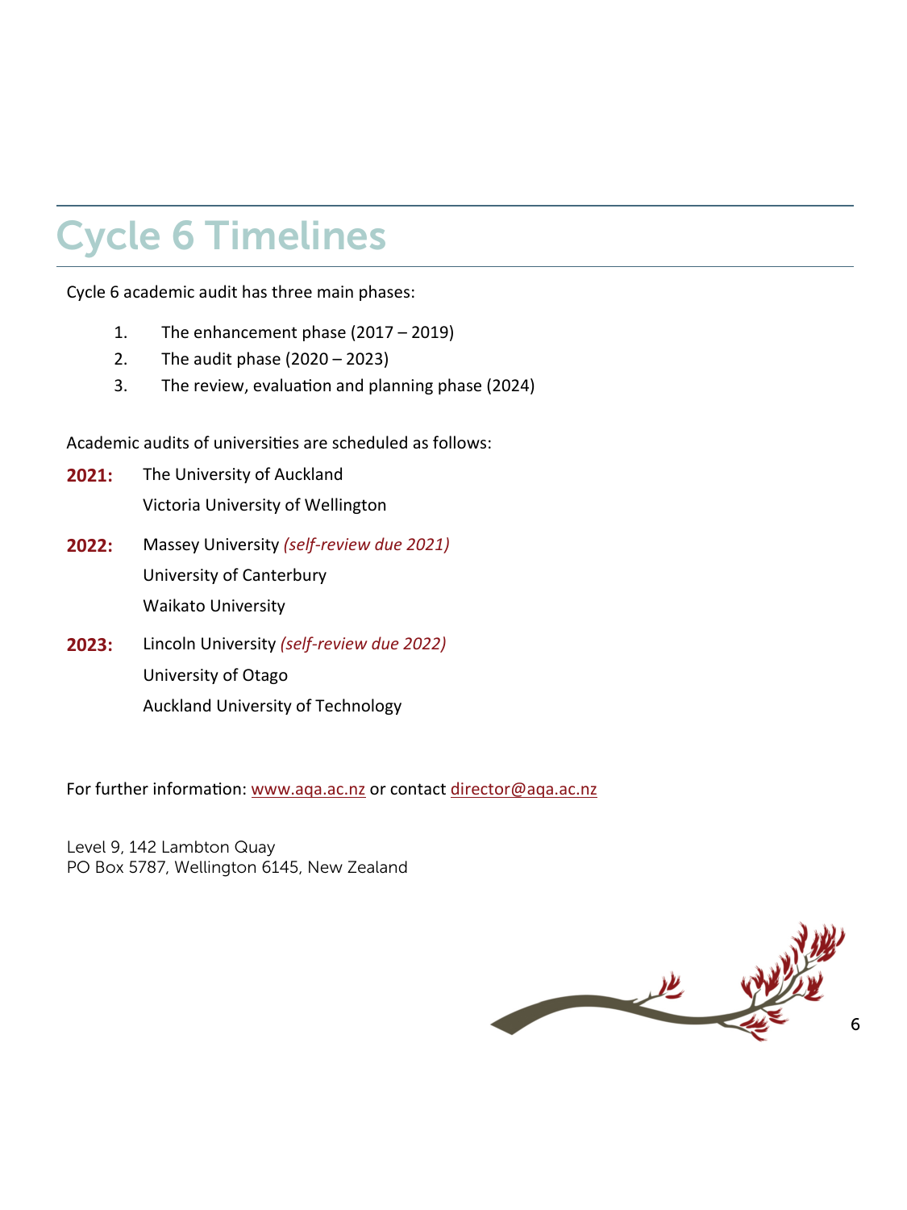# Cycle 6 Timelines

Cycle 6 academic audit has three main phases:

1. The enhancement phase (2017 – 2019)
2. The audit phase (2020 – 2023)
3. The review, evaluation and planning phase (2024)

Academic audits of universities are scheduled as follows:

**2021:** The University of Auckland
Victoria University of Wellington

**2022:** Massey University *(self-review due 2021)*
University of Canterbury
Waikato University

**2023:** Lincoln University *(self-review due 2022)*
University of Otago
Auckland University of Technology

For further information: [www.aqa.ac.nz](www.aqa.ac.nz) or contact [director@aqa.ac.nz](mailto:director@aqa.ac.nz)

Level 9, 142 Lambton Quay
PO Box 5787, Wellington 6145, New Zealand